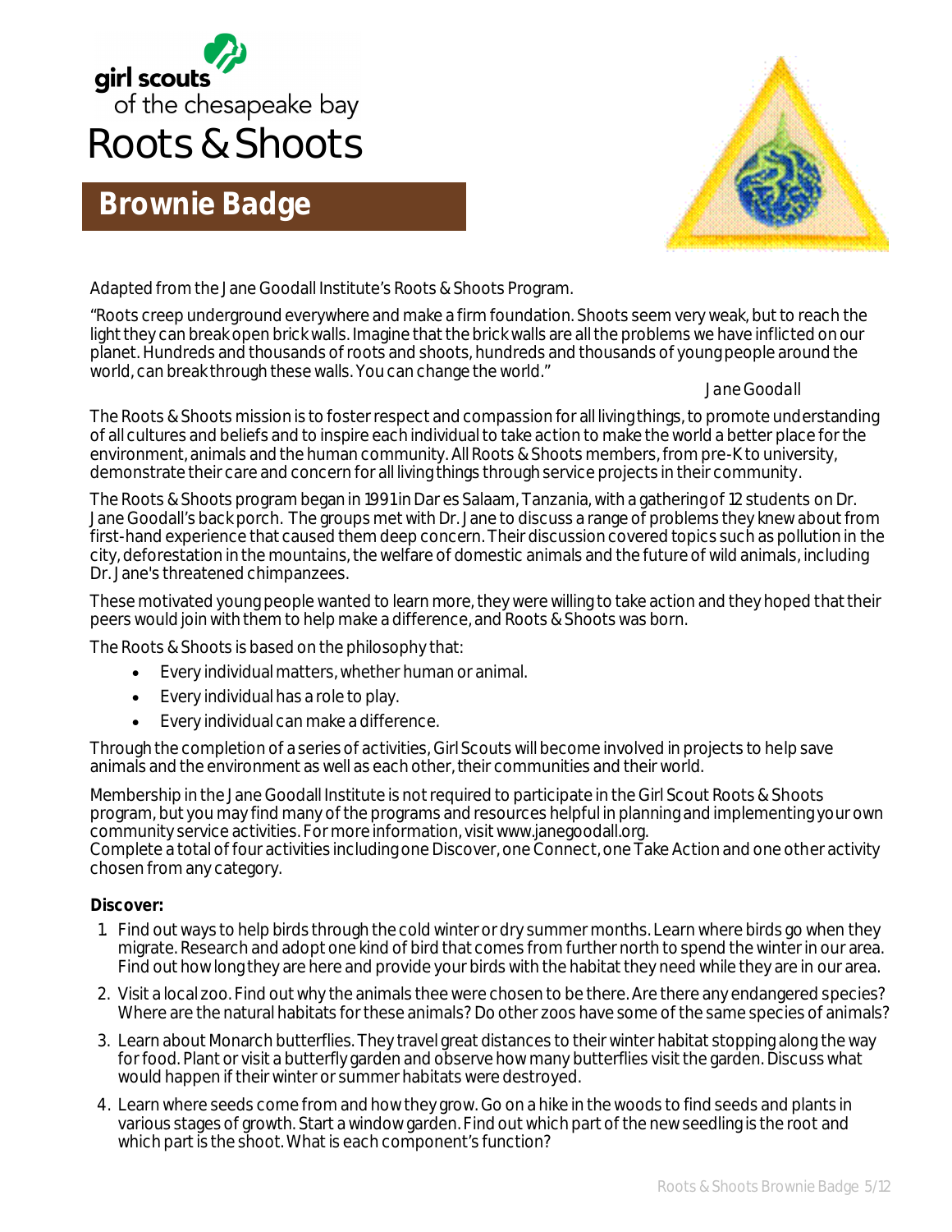girl scouts
of the chesapeake bay

# Roots & Shoots

## Brownie Badge

Adapted from the Jane Goodall Institute's Roots & Shoots Program.

"Roots creep underground everywhere and make a firm foundation. Shoots seem very weak, but to reach the light they can break open brick walls. Imagine that the brick walls are all the problems we have inflicted on our planet. Hundreds and thousands of roots and shoots, hundreds and thousands of young people around the world, can break through these walls. You can change the world."

*Jane Goodall*

The Roots & Shoots mission is to foster respect and compassion for all living things, to promote understanding of all cultures and beliefs and to inspire each individual to take action to make the world a better place for the environment, animals and the human community. All Roots & Shoots members, from pre-K to university, demonstrate their care and concern for all living things through service projects in their community.

The Roots & Shoots program began in 1991 in Dar es Salaam, Tanzania, with a gathering of 12 students on Dr. Jane Goodall's back porch. The groups met with Dr. Jane to discuss a range of problems they knew about from first-hand experience that caused them deep concern. Their discussion covered topics such as pollution in the city, deforestation in the mountains, the welfare of domestic animals and the future of wild animals, including Dr. Jane's threatened chimpanzees.

These motivated young people wanted to learn more, they were willing to take action and they hoped that their peers would join with them to help make a difference, and Roots & Shoots was born.

The Roots & Shoots is based on the philosophy that:

- Every individual matters, whether human or animal.
- Every individual has a role to play.
- Every individual can make a difference.

Through the completion of a series of activities, Girl Scouts will become involved in projects to help save animals and the environment as well as each other, their communities and their world.

Membership in the Jane Goodall Institute is not required to participate in the Girl Scout Roots & Shoots program, but you may find many of the programs and resources helpful in planning and implementing your own community service activities. For more information, visit www.janegoodall.org.
Complete a total of four activities including one Discover, one Connect, one Take Action and one other activity chosen from any category.

**Discover:**

1. Find out ways to help birds through the cold winter or dry summer months. Learn where birds go when they migrate. Research and adopt one kind of bird that comes from further north to spend the winter in our area. Find out how long they are here and provide your birds with the habitat they need while they are in our area.
2. Visit a local zoo. Find out why the animals thee were chosen to be there. Are there any endangered species? Where are the natural habitats for these animals? Do other zoos have some of the same species of animals?
3. Learn about Monarch butterflies. They travel great distances to their winter habitat stopping along the way for food. Plant or visit a butterfly garden and observe how many butterflies visit the garden. Discuss what would happen if their winter or summer habitats were destroyed.
4. Learn where seeds come from and how they grow. Go on a hike in the woods to find seeds and plants in various stages of growth. Start a window garden. Find out which part of the new seedling is the root and which part is the shoot. What is each component's function?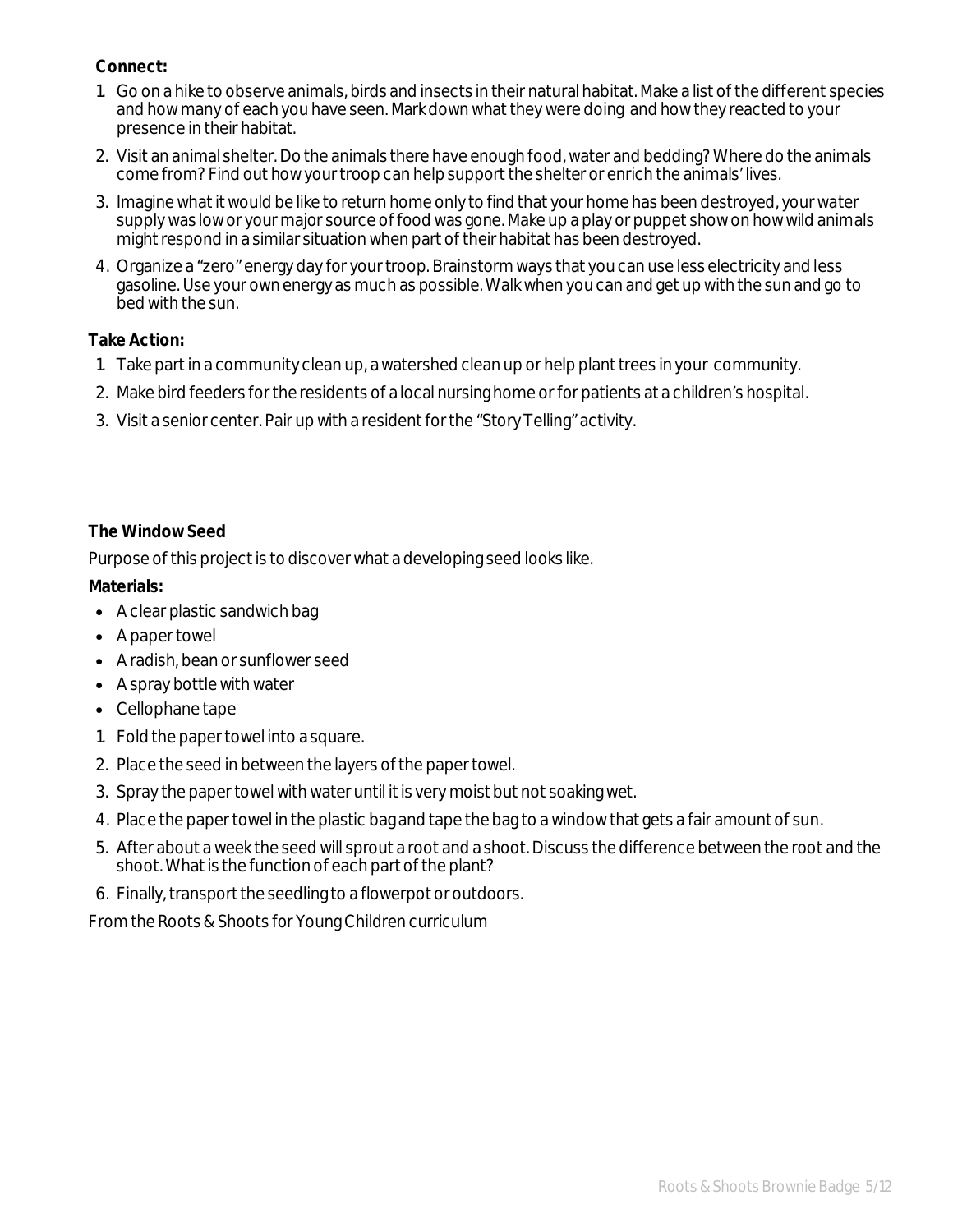**Connect:**

1. Go on a hike to observe animals, birds and insects in their natural habitat. Make a list of the different species and how many of each you have seen. Mark down what they were doing and how they reacted to your presence in their habitat.
2. Visit an animal shelter. Do the animals there have enough food, water and bedding? Where do the animals come from? Find out how your troop can help support the shelter or enrich the animals' lives.
3. Imagine what it would be like to return home only to find that your home has been destroyed, your water supply was low or your major source of food was gone. Make up a play or puppet show on how wild animals might respond in a similar situation when part of their habitat has been destroyed.
4. Organize a "zero" energy day for your troop. Brainstorm ways that you can use less electricity and less gasoline. Use your own energy as much as possible. Walk when you can and get up with the sun and go to bed with the sun.

**Take Action:**

1. Take part in a community clean up, a watershed clean up or help plant trees in your community.
2. Make bird feeders for the residents of a local nursing home or for patients at a children's hospital.
3. Visit a senior center. Pair up with a resident for the "Story Telling" activity.

**The Window Seed**

Purpose of this project is to discover what a developing seed looks like.

**Materials:**

- A clear plastic sandwich bag
- A paper towel
- A radish, bean or sunflower seed
- A spray bottle with water
- Cellophane tape

1. Fold the paper towel into a square.
2. Place the seed in between the layers of the paper towel.
3. Spray the paper towel with water until it is very moist but not soaking wet.
4. Place the paper towel in the plastic bag and tape the bag to a window that gets a fair amount of sun.
5. After about a week the seed will sprout a root and a shoot. Discuss the difference between the root and the shoot. What is the function of each part of the plant?
6. Finally, transport the seedling to a flowerpot or outdoors.

From the Roots & Shoots for Young Children curriculum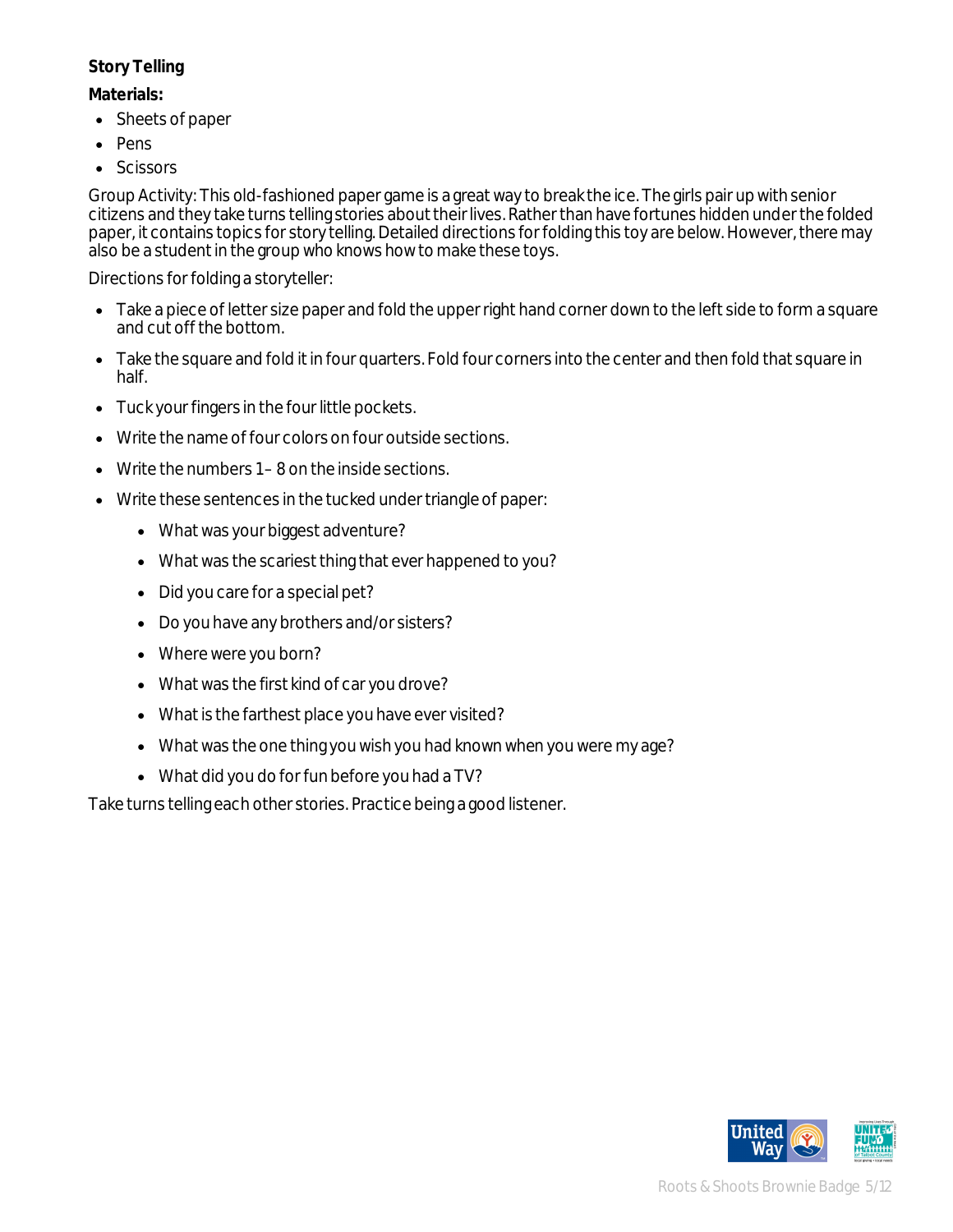**Story Telling**

**Materials:**

- Sheets of paper
- Pens
- Scissors

Group Activity: This old-fashioned paper game is a great way to break the ice. The girls pair up with senior citizens and they take turns telling stories about their lives. Rather than have fortunes hidden under the folded paper, it contains topics for story telling. Detailed directions for folding this toy are below. However, there may also be a student in the group who knows how to make these toys.

Directions for folding a storyteller:

- Take a piece of letter size paper and fold the upper right hand corner down to the left side to form a square and cut off the bottom.
- Take the square and fold it in four quarters. Fold four corners into the center and then fold that square in half.
- Tuck your fingers in the four little pockets.
- Write the name of four colors on four outside sections.
- Write the numbers 1– 8 on the inside sections.
- Write these sentences in the tucked under triangle of paper:
    - What was your biggest adventure?
    - What was the scariest thing that ever happened to you?
    - Did you care for a special pet?
    - Do you have any brothers and/or sisters?
    - Where were you born?
    - What was the first kind of car you drove?
    - What is the farthest place you have ever visited?
    - What was the one thing you wish you had known when you were my age?
    - What did you do for fun before you had a TV?

Take turns telling each other stories. Practice being a good listener.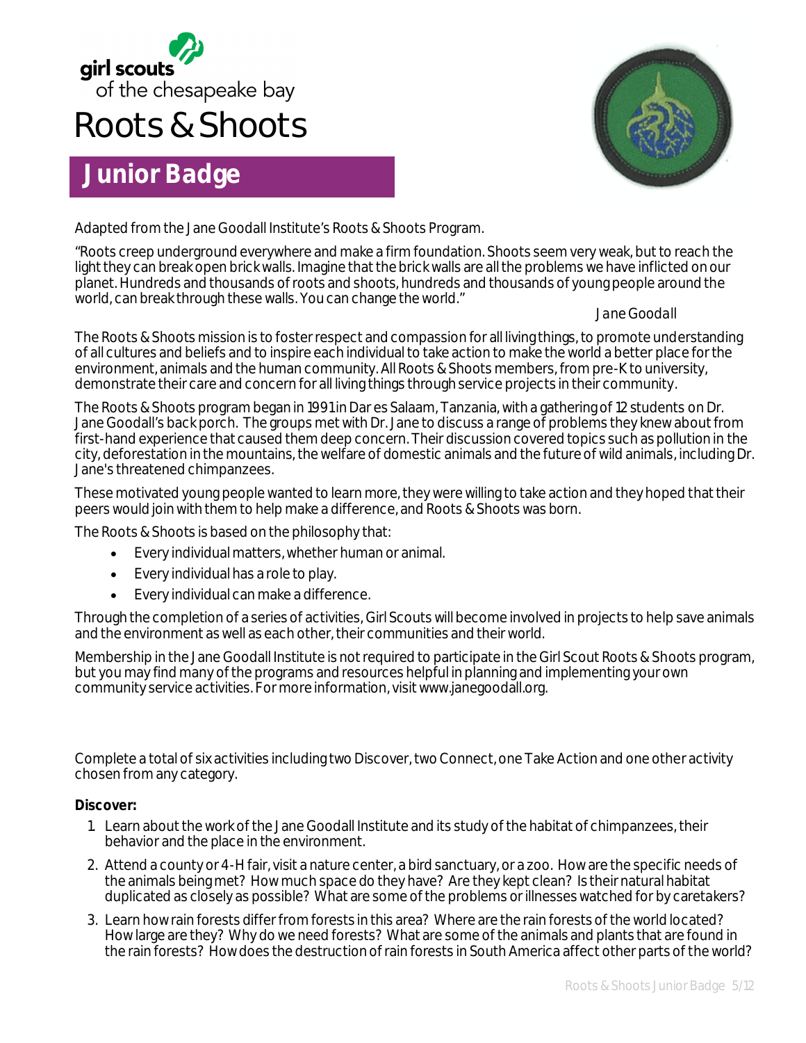girl scouts
of the chesapeake bay

# Roots & Shoots

## Junior Badge

Adapted from the Jane Goodall Institute's Roots & Shoots Program.

"Roots creep underground everywhere and make a firm foundation. Shoots seem very weak, but to reach the light they can break open brick walls. Imagine that the brick walls are all the problems we have inflicted on our planet. Hundreds and thousands of roots and shoots, hundreds and thousands of young people around the world, can break through these walls. You can change the world."

*Jane Goodall*

The Roots & Shoots mission is to foster respect and compassion for all living things, to promote understanding of all cultures and beliefs and to inspire each individual to take action to make the world a better place for the environment, animals and the human community. All Roots & Shoots members, from pre-K to university, demonstrate their care and concern for all living things through service projects in their community.

The Roots & Shoots program began in 1991 in Dar es Salaam, Tanzania, with a gathering of 12 students on Dr. Jane Goodall's back porch. The groups met with Dr. Jane to discuss a range of problems they knew about from first-hand experience that caused them deep concern. Their discussion covered topics such as pollution in the city, deforestation in the mountains, the welfare of domestic animals and the future of wild animals, including Dr. Jane's threatened chimpanzees.

These motivated young people wanted to learn more, they were willing to take action and they hoped that their peers would join with them to help make a difference, and Roots & Shoots was born.

The Roots & Shoots is based on the philosophy that:

- Every individual matters, whether human or animal.
- Every individual has a role to play.
- Every individual can make a difference.

Through the completion of a series of activities, Girl Scouts will become involved in projects to help save animals and the environment as well as each other, their communities and their world.

Membership in the Jane Goodall Institute is not required to participate in the Girl Scout Roots & Shoots program, but you may find many of the programs and resources helpful in planning and implementing your own community service activities. For more information, visit www.janegoodall.org.

Complete a total of six activities including two Discover, two Connect, one Take Action and one other activity chosen from any category.

**Discover:**

1. Learn about the work of the Jane Goodall Institute and its study of the habitat of chimpanzees, their behavior and the place in the environment.
2. Attend a county or 4-H fair, visit a nature center, a bird sanctuary, or a zoo. How are the specific needs of the animals being met? How much space do they have? Are they kept clean? Is their natural habitat duplicated as closely as possible? What are some of the problems or illnesses watched for by caretakers?
3. Learn how rain forests differ from forests in this area? Where are the rain forests of the world located? How large are they? Why do we need forests? What are some of the animals and plants that are found in the rain forests? How does the destruction of rain forests in South America affect other parts of the world?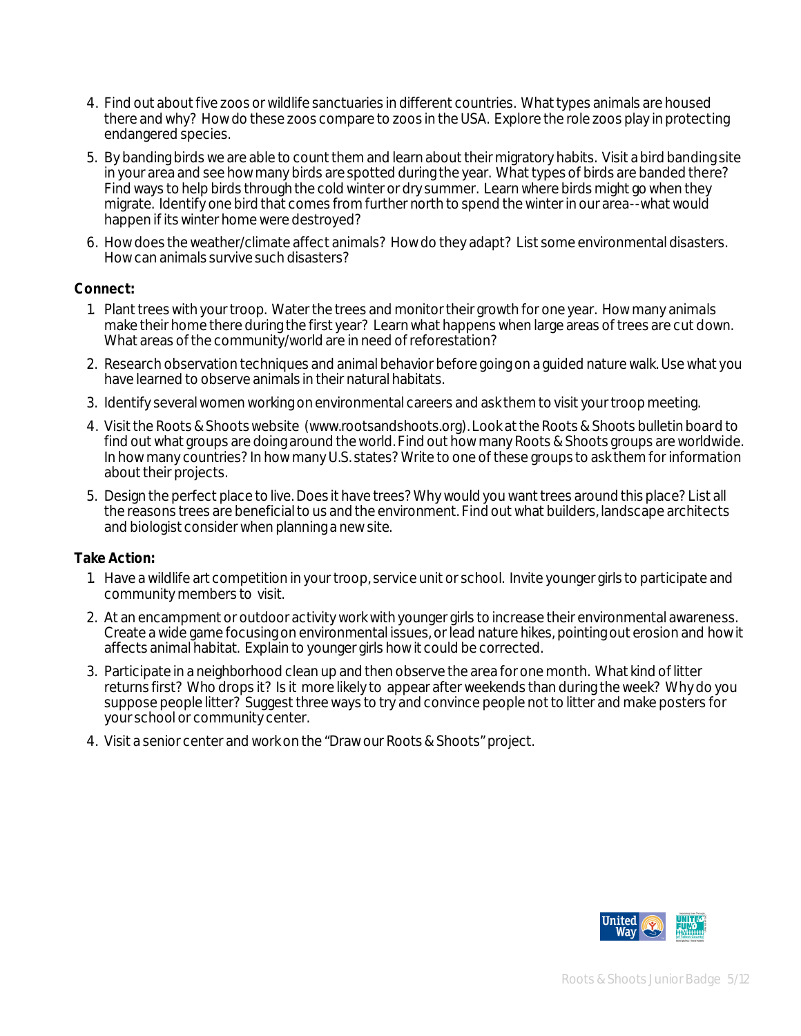4. Find out about five zoos or wildlife sanctuaries in different countries. What types animals are housed there and why? How do these zoos compare to zoos in the USA. Explore the role zoos play in protecting endangered species.
5. By banding birds we are able to count them and learn about their migratory habits. Visit a bird banding site in your area and see how many birds are spotted during the year. What types of birds are banded there? Find ways to help birds through the cold winter or dry summer. Learn where birds might go when they migrate. Identify one bird that comes from further north to spend the winter in our area--what would happen if its winter home were destroyed?
6. How does the weather/climate affect animals? How do they adapt? List some environmental disasters. How can animals survive such disasters?

**Connect:**

1. Plant trees with your troop. Water the trees and monitor their growth for one year. How many animals make their home there during the first year? Learn what happens when large areas of trees are cut down. What areas of the community/world are in need of reforestation?
2. Research observation techniques and animal behavior before going on a guided nature walk. Use what you have learned to observe animals in their natural habitats.
3. Identify several women working on environmental careers and ask them to visit your troop meeting.
4. Visit the Roots & Shoots website (www.rootsandshoots.org). Look at the Roots & Shoots bulletin board to find out what groups are doing around the world. Find out how many Roots & Shoots groups are worldwide. In how many countries? In how many U.S. states? Write to one of these groups to ask them for information about their projects.
5. Design the perfect place to live. Does it have trees? Why would you want trees around this place? List all the reasons trees are beneficial to us and the environment. Find out what builders, landscape architects and biologist consider when planning a new site.

**Take Action:**

1. Have a wildlife art competition in your troop, service unit or school. Invite younger girls to participate and community members to visit.
2. At an encampment or outdoor activity work with younger girls to increase their environmental awareness. Create a wide game focusing on environmental issues, or lead nature hikes, pointing out erosion and how it affects animal habitat. Explain to younger girls how it could be corrected.
3. Participate in a neighborhood clean up and then observe the area for one month. What kind of litter returns first? Who drops it? Is it more likely to appear after weekends than during the week? Why do you suppose people litter? Suggest three ways to try and convince people not to litter and make posters for your school or community center.
4. Visit a senior center and work on the "Draw our Roots & Shoots" project.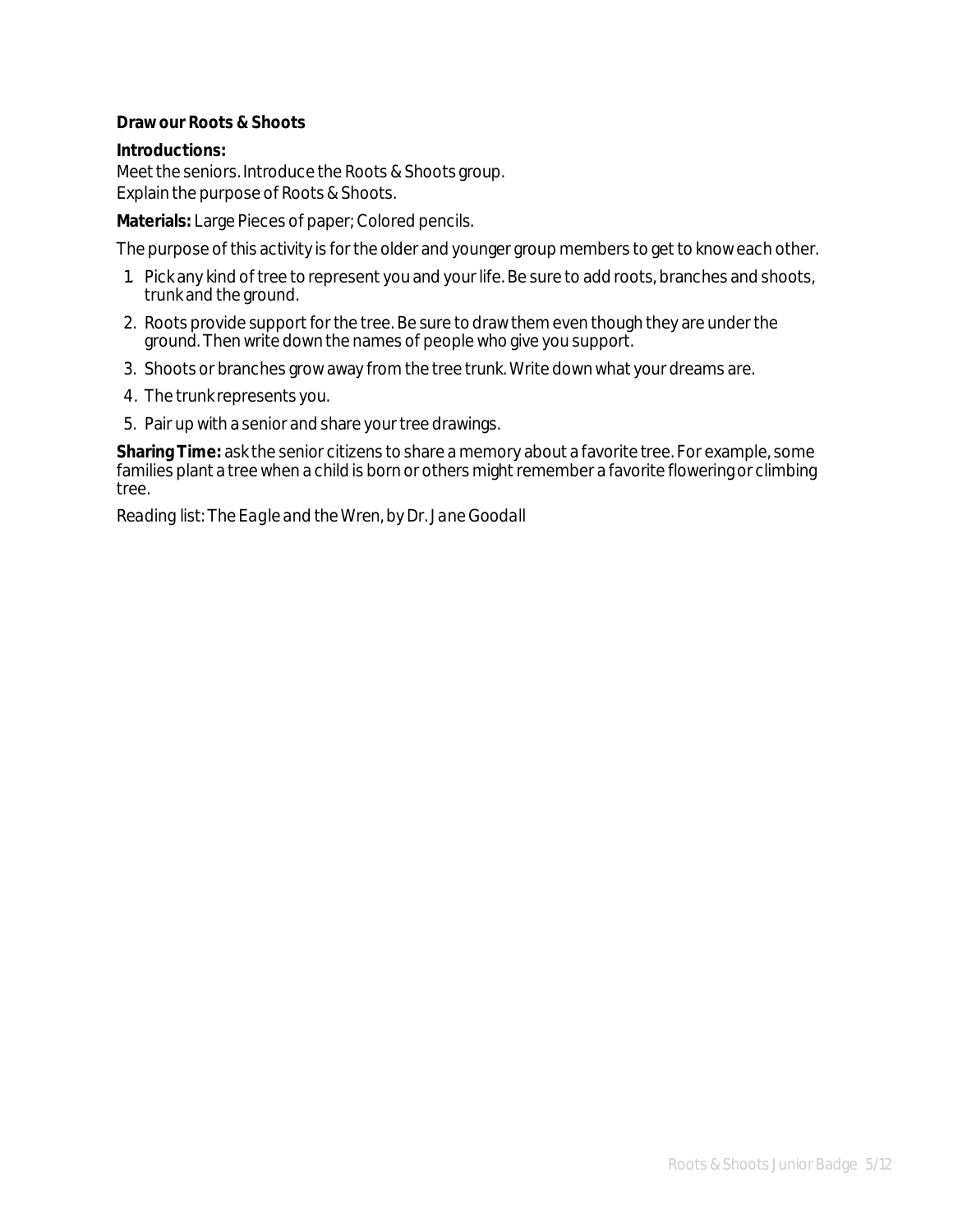**Draw our Roots & Shoots**

**Introductions:**
Meet the seniors. Introduce the Roots & Shoots group.
Explain the purpose of Roots & Shoots.

**Materials:** Large Pieces of paper; Colored pencils.

The purpose of this activity is for the older and younger group members to get to know each other.

1. Pick any kind of tree to represent you and your life. Be sure to add roots, branches and shoots, trunk and the ground.
2. Roots provide support for the tree. Be sure to draw them even though they are under the ground. Then write down the names of people who give you support.
3. Shoots or branches grow away from the tree trunk. Write down what your dreams are.
4. The trunk represents you.
5. Pair up with a senior and share your tree drawings.

**Sharing Time:** ask the senior citizens to share a memory about a favorite tree. For example, some families plant a tree when a child is born or others might remember a favorite flowering or climbing tree.

*Reading list: The Eagle and the Wren, by Dr. Jane Goodall*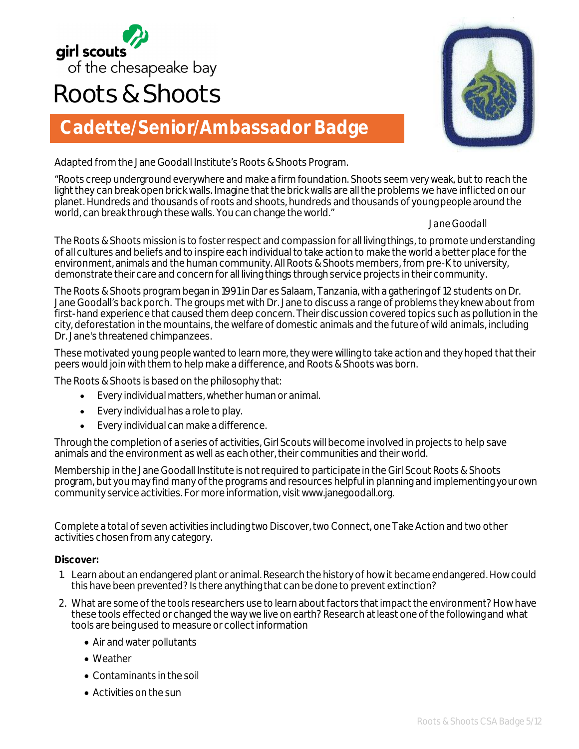girl scouts
of the chesapeake bay

# Roots & Shoots

## Cadette/Senior/Ambassador Badge

Adapted from the Jane Goodall Institute's Roots & Shoots Program.

"Roots creep underground everywhere and make a firm foundation. Shoots seem very weak, but to reach the light they can break open brick walls. Imagine that the brick walls are all the problems we have inflicted on our planet. Hundreds and thousands of roots and shoots, hundreds and thousands of young people around the world, can break through these walls. You can change the world."

*Jane Goodall*

The Roots & Shoots mission is to foster respect and compassion for all living things, to promote understanding of all cultures and beliefs and to inspire each individual to take action to make the world a better place for the environment, animals and the human community. All Roots & Shoots members, from pre-K to university, demonstrate their care and concern for all living things through service projects in their community.

The Roots & Shoots program began in 1991 in Dar es Salaam, Tanzania, with a gathering of 12 students on Dr. Jane Goodall's back porch. The groups met with Dr. Jane to discuss a range of problems they knew about from first-hand experience that caused them deep concern. Their discussion covered topics such as pollution in the city, deforestation in the mountains, the welfare of domestic animals and the future of wild animals, including Dr. Jane's threatened chimpanzees.

These motivated young people wanted to learn more, they were willing to take action and they hoped that their peers would join with them to help make a difference, and Roots & Shoots was born.

The Roots & Shoots is based on the philosophy that:

- Every individual matters, whether human or animal.
- Every individual has a role to play.
- Every individual can make a difference.

Through the completion of a series of activities, Girl Scouts will become involved in projects to help save animals and the environment as well as each other, their communities and their world.

Membership in the Jane Goodall Institute is not required to participate in the Girl Scout Roots & Shoots program, but you may find many of the programs and resources helpful in planning and implementing your own community service activities. For more information, visit www.janegoodall.org.

Complete a total of seven activities including two Discover, two Connect, one Take Action and two other activities chosen from any category.

**Discover:**

1. Learn about an endangered plant or animal. Research the history of how it became endangered. How could this have been prevented? Is there anything that can be done to prevent extinction?
2. What are some of the tools researchers use to learn about factors that impact the environment? How have these tools effected or changed the way we live on earth? Research at least one of the following and what tools are being used to measure or collect information
   - Air and water pollutants
   - Weather
   - Contaminants in the soil
   - Activities on the sun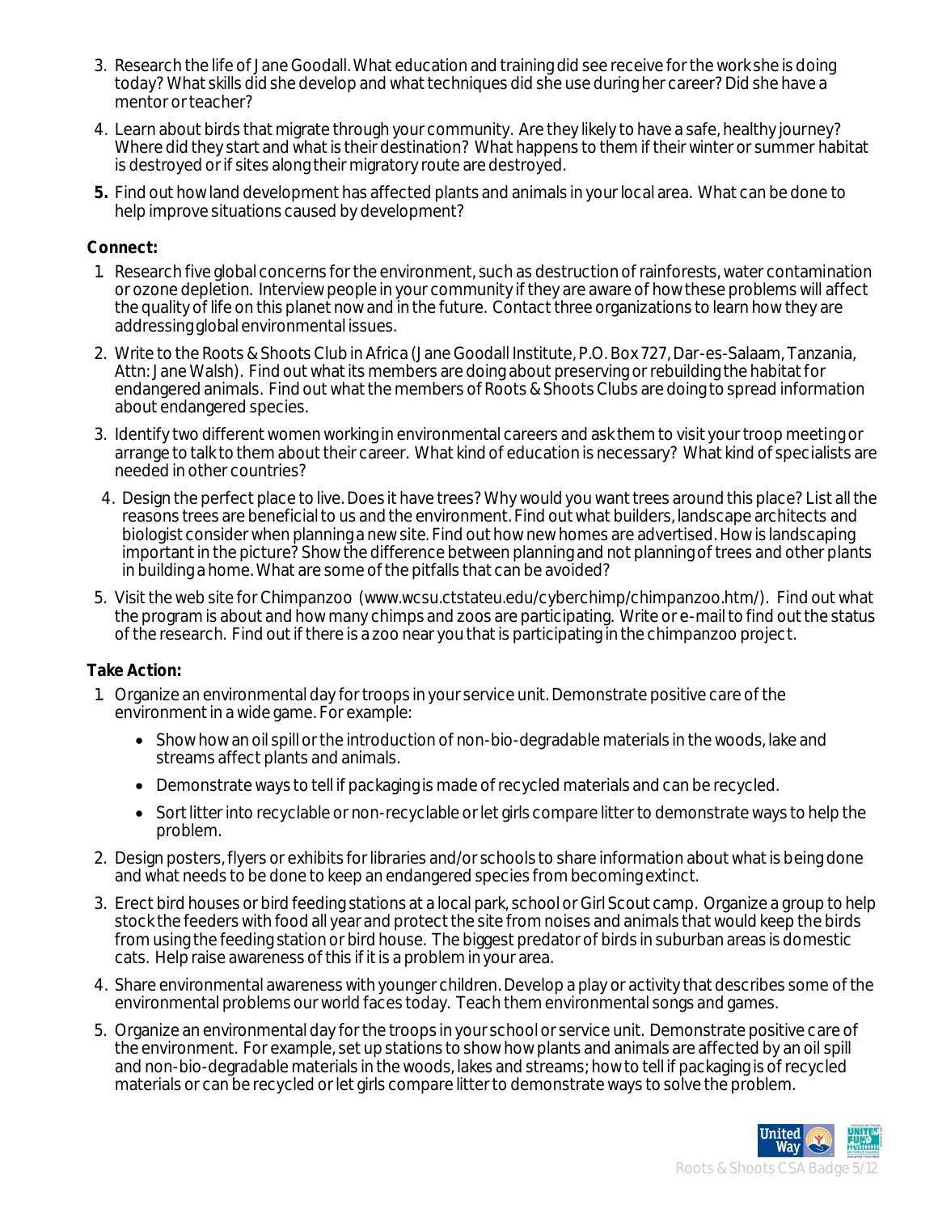3. Research the life of Jane Goodall. What education and training did see receive for the work she is doing today? What skills did she develop and what techniques did she use during her career? Did she have a mentor or teacher?
4. Learn about birds that migrate through your community. Are they likely to have a safe, healthy journey? Where did they start and what is their destination? What happens to them if their winter or summer habitat is destroyed or if sites along their migratory route are destroyed.
5. Find out how land development has affected plants and animals in your local area. What can be done to help improve situations caused by development?

**Connect:**

1. Research five global concerns for the environment, such as destruction of rainforests, water contamination or ozone depletion. Interview people in your community if they are aware of how these problems will affect the quality of life on this planet now and in the future. Contact three organizations to learn how they are addressing global environmental issues.
2. Write to the Roots & Shoots Club in Africa (Jane Goodall Institute, P.O. Box 727, Dar-es-Salaam, Tanzania, Attn: Jane Walsh). Find out what its members are doing about preserving or rebuilding the habitat for endangered animals. Find out what the members of Roots & Shoots Clubs are doing to spread information about endangered species.
3. Identify two different women working in environmental careers and ask them to visit your troop meeting or arrange to talk to them about their career. What kind of education is necessary? What kind of specialists are needed in other countries?
4. Design the perfect place to live. Does it have trees? Why would you want trees around this place? List all the reasons trees are beneficial to us and the environment. Find out what builders, landscape architects and biologist consider when planning a new site. Find out how new homes are advertised. How is landscaping important in the picture? Show the difference between planning and not planning of trees and other plants in building a home. What are some of the pitfalls that can be avoided?
5. Visit the web site for Chimpanzoo (www.wcsu.ctstateu.edu/cyberchimp/chimpanzoo.htm/). Find out what the program is about and how many chimps and zoos are participating. Write or e-mail to find out the status of the research. Find out if there is a zoo near you that is participating in the chimpanzoo project.

**Take Action:**

1. Organize an environmental day for troops in your service unit. Demonstrate positive care of the environment in a wide game. For example:
   - Show how an oil spill or the introduction of non-bio-degradable materials in the woods, lake and streams affect plants and animals.
   - Demonstrate ways to tell if packaging is made of recycled materials and can be recycled.
   - Sort litter into recyclable or non-recyclable or let girls compare litter to demonstrate ways to help the problem.
2. Design posters, flyers or exhibits for libraries and/or schools to share information about what is being done and what needs to be done to keep an endangered species from becoming extinct.
3. Erect bird houses or bird feeding stations at a local park, school or Girl Scout camp. Organize a group to help stock the feeders with food all year and protect the site from noises and animals that would keep the birds from using the feeding station or bird house. The biggest predator of birds in suburban areas is domestic cats. Help raise awareness of this if it is a problem in your area.
4. Share environmental awareness with younger children. Develop a play or activity that describes some of the environmental problems our world faces today. Teach them environmental songs and games.
5. Organize an environmental day for the troops in your school or service unit. Demonstrate positive care of the environment. For example, set up stations to show how plants and animals are affected by an oil spill and non-bio-degradable materials in the woods, lakes and streams; how to tell if packaging is of recycled materials or can be recycled or let girls compare litter to demonstrate ways to solve the problem.